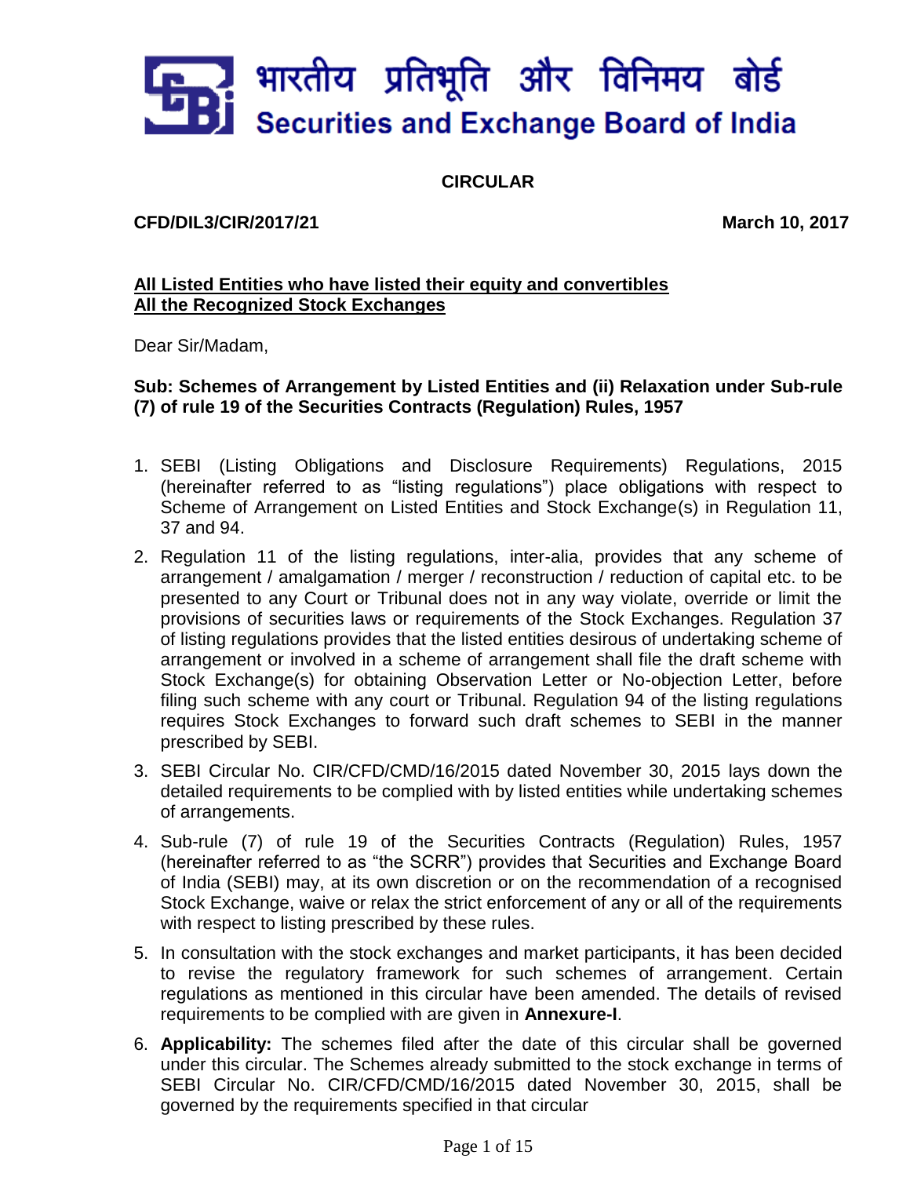भारतीय प्रतिभूति और विनिमय बोर्ड
Securities and Exchange Board of India

# CIRCULAR

**CFD/DIL3/CIR/2017/21** **March 10, 2017**

**All Listed Entities who have listed their equity and convertibles**
**All the Recognized Stock Exchanges**

Dear Sir/Madam,

**Sub: Schemes of Arrangement by Listed Entities and (ii) Relaxation under Sub-rule (7) of rule 19 of the Securities Contracts (Regulation) Rules, 1957**

1. SEBI (Listing Obligations and Disclosure Requirements) Regulations, 2015 (hereinafter referred to as "listing regulations") place obligations with respect to Scheme of Arrangement on Listed Entities and Stock Exchange(s) in Regulation 11, 37 and 94.
2. Regulation 11 of the listing regulations, inter-alia, provides that any scheme of arrangement / amalgamation / merger / reconstruction / reduction of capital etc. to be presented to any Court or Tribunal does not in any way violate, override or limit the provisions of securities laws or requirements of the Stock Exchanges. Regulation 37 of listing regulations provides that the listed entities desirous of undertaking scheme of arrangement or involved in a scheme of arrangement shall file the draft scheme with Stock Exchange(s) for obtaining Observation Letter or No-objection Letter, before filing such scheme with any court or Tribunal. Regulation 94 of the listing regulations requires Stock Exchanges to forward such draft schemes to SEBI in the manner prescribed by SEBI.
3. SEBI Circular No. CIR/CFD/CMD/16/2015 dated November 30, 2015 lays down the detailed requirements to be complied with by listed entities while undertaking schemes of arrangements.
4. Sub-rule (7) of rule 19 of the Securities Contracts (Regulation) Rules, 1957 (hereinafter referred to as "the SCRR") provides that Securities and Exchange Board of India (SEBI) may, at its own discretion or on the recommendation of a recognised Stock Exchange, waive or relax the strict enforcement of any or all of the requirements with respect to listing prescribed by these rules.
5. In consultation with the stock exchanges and market participants, it has been decided to revise the regulatory framework for such schemes of arrangement. Certain regulations as mentioned in this circular have been amended. The details of revised requirements to be complied with are given in **Annexure-I**.
6. **Applicability:** The schemes filed after the date of this circular shall be governed under this circular. The Schemes already submitted to the stock exchange in terms of SEBI Circular No. CIR/CFD/CMD/16/2015 dated November 30, 2015, shall be governed by the requirements specified in that circular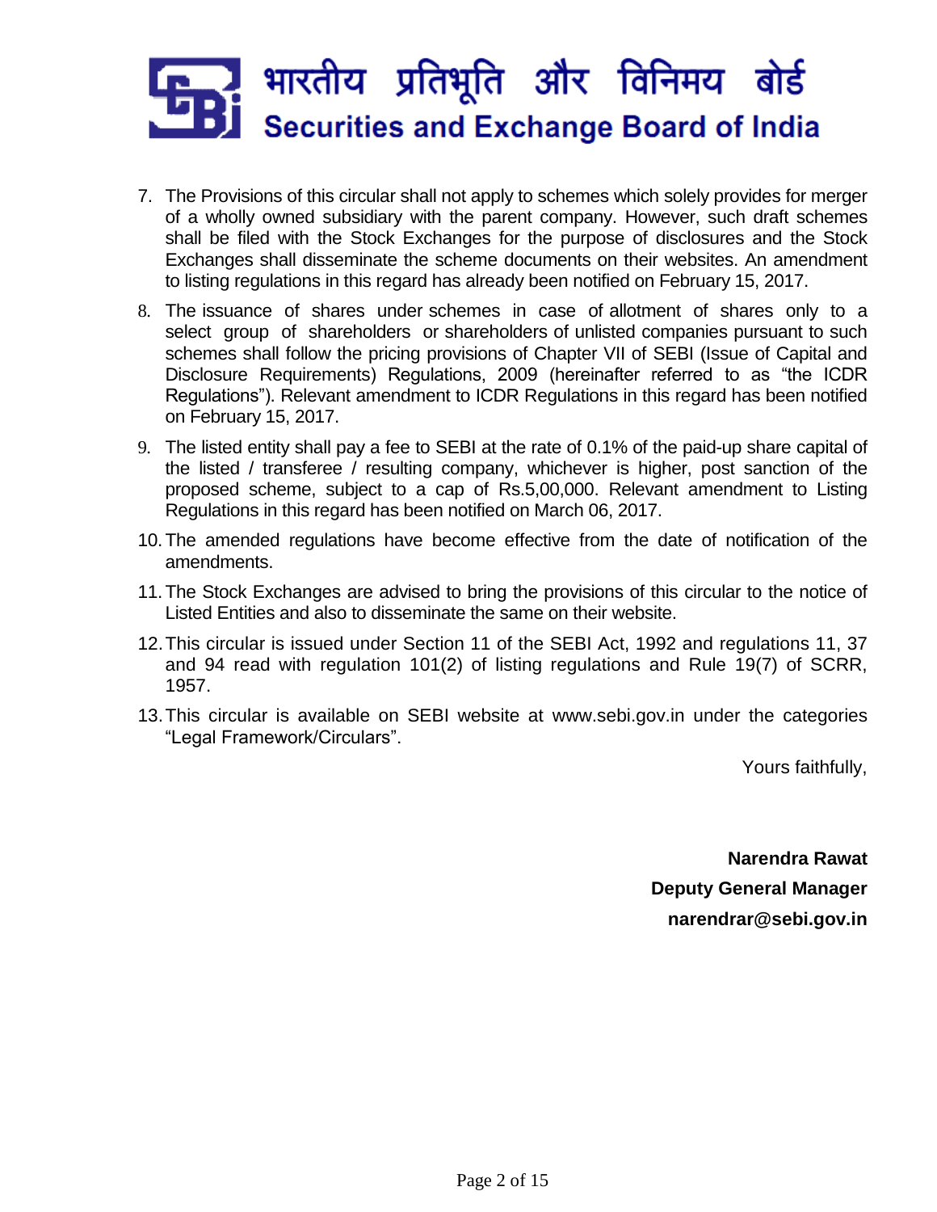7. The Provisions of this circular shall not apply to schemes which solely provides for merger of a wholly owned subsidiary with the parent company. However, such draft schemes shall be filed with the Stock Exchanges for the purpose of disclosures and the Stock Exchanges shall disseminate the scheme documents on their websites. An amendment to listing regulations in this regard has already been notified on February 15, 2017.

8. The issuance of shares under schemes in case of allotment of shares only to a select group of shareholders or shareholders of unlisted companies pursuant to such schemes shall follow the pricing provisions of Chapter VII of SEBI (Issue of Capital and Disclosure Requirements) Regulations, 2009 (hereinafter referred to as "the ICDR Regulations"). Relevant amendment to ICDR Regulations in this regard has been notified on February 15, 2017.

9. The listed entity shall pay a fee to SEBI at the rate of 0.1% of the paid-up share capital of the listed / transferee / resulting company, whichever is higher, post sanction of the proposed scheme, subject to a cap of Rs.5,00,000. Relevant amendment to Listing Regulations in this regard has been notified on March 06, 2017.

10. The amended regulations have become effective from the date of notification of the amendments.

11. The Stock Exchanges are advised to bring the provisions of this circular to the notice of Listed Entities and also to disseminate the same on their website.

12. This circular is issued under Section 11 of the SEBI Act, 1992 and regulations 11, 37 and 94 read with regulation 101(2) of listing regulations and Rule 19(7) of SCRR, 1957.

13. This circular is available on SEBI website at www.sebi.gov.in under the categories "Legal Framework/Circulars".

Yours faithfully,

**Narendra Rawat**
**Deputy General Manager**
**narendrar@sebi.gov.in**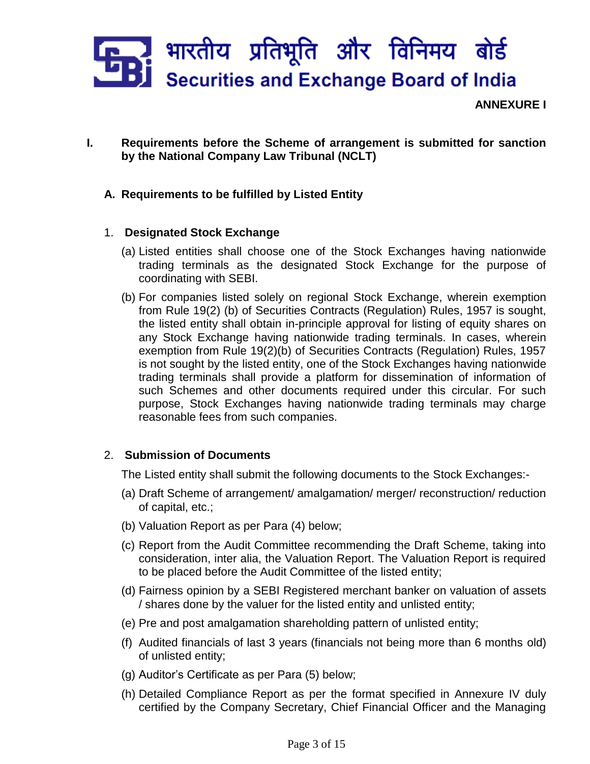**ANNEXURE I**

## I. Requirements before the Scheme of arrangement is submitted for sanction by the National Company Law Tribunal (NCLT)

### A. Requirements to be fulfilled by Listed Entity

1. **Designated Stock Exchange**

(a) Listed entities shall choose one of the Stock Exchanges having nationwide trading terminals as the designated Stock Exchange for the purpose of coordinating with SEBI.

(b) For companies listed solely on regional Stock Exchange, wherein exemption from Rule 19(2) (b) of Securities Contracts (Regulation) Rules, 1957 is sought, the listed entity shall obtain in-principle approval for listing of equity shares on any Stock Exchange having nationwide trading terminals. In cases, wherein exemption from Rule 19(2)(b) of Securities Contracts (Regulation) Rules, 1957 is not sought by the listed entity, one of the Stock Exchanges having nationwide trading terminals shall provide a platform for dissemination of information of such Schemes and other documents required under this circular. For such purpose, Stock Exchanges having nationwide trading terminals may charge reasonable fees from such companies.

2. **Submission of Documents**

The Listed entity shall submit the following documents to the Stock Exchanges:-

(a) Draft Scheme of arrangement/ amalgamation/ merger/ reconstruction/ reduction of capital, etc.;

(b) Valuation Report as per Para (4) below;

(c) Report from the Audit Committee recommending the Draft Scheme, taking into consideration, inter alia, the Valuation Report. The Valuation Report is required to be placed before the Audit Committee of the listed entity;

(d) Fairness opinion by a SEBI Registered merchant banker on valuation of assets / shares done by the valuer for the listed entity and unlisted entity;

(e) Pre and post amalgamation shareholding pattern of unlisted entity;

(f) Audited financials of last 3 years (financials not being more than 6 months old) of unlisted entity;

(g) Auditor's Certificate as per Para (5) below;

(h) Detailed Compliance Report as per the format specified in Annexure IV duly certified by the Company Secretary, Chief Financial Officer and the Managing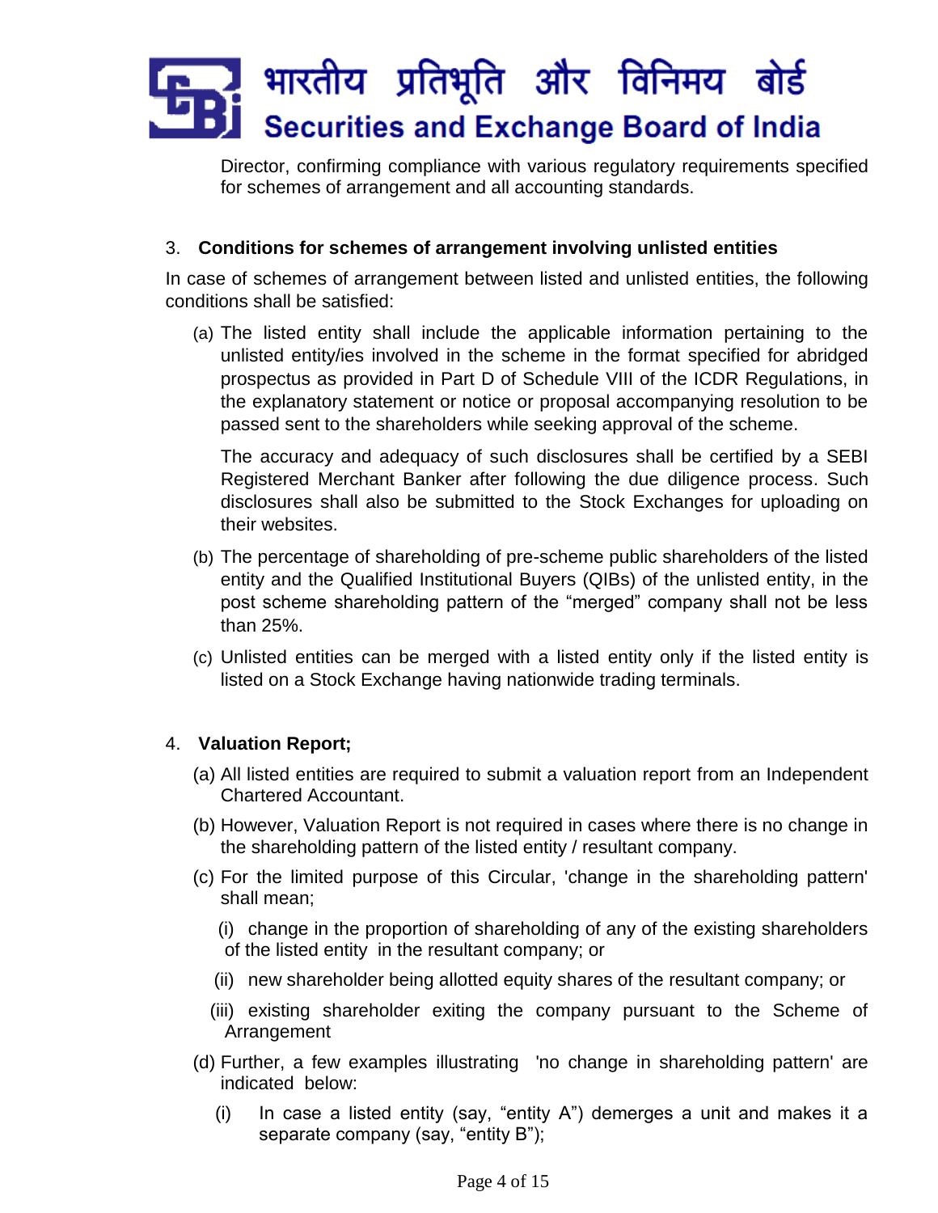Director, confirming compliance with various regulatory requirements specified for schemes of arrangement and all accounting standards.

3. **Conditions for schemes of arrangement involving unlisted entities**

In case of schemes of arrangement between listed and unlisted entities, the following conditions shall be satisfied:

(a) The listed entity shall include the applicable information pertaining to the unlisted entity/ies involved in the scheme in the format specified for abridged prospectus as provided in Part D of Schedule VIII of the ICDR Regulations, in the explanatory statement or notice or proposal accompanying resolution to be passed sent to the shareholders while seeking approval of the scheme.

The accuracy and adequacy of such disclosures shall be certified by a SEBI Registered Merchant Banker after following the due diligence process. Such disclosures shall also be submitted to the Stock Exchanges for uploading on their websites.

(b) The percentage of shareholding of pre-scheme public shareholders of the listed entity and the Qualified Institutional Buyers (QIBs) of the unlisted entity, in the post scheme shareholding pattern of the "merged" company shall not be less than 25%.

(c) Unlisted entities can be merged with a listed entity only if the listed entity is listed on a Stock Exchange having nationwide trading terminals.

4. **Valuation Report;**

(a) All listed entities are required to submit a valuation report from an Independent Chartered Accountant.

(b) However, Valuation Report is not required in cases where there is no change in the shareholding pattern of the listed entity / resultant company.

(c) For the limited purpose of this Circular, 'change in the shareholding pattern' shall mean;

(i) change in the proportion of shareholding of any of the existing shareholders of the listed entity in the resultant company; or

(ii) new shareholder being allotted equity shares of the resultant company; or

(iii) existing shareholder exiting the company pursuant to the Scheme of Arrangement

(d) Further, a few examples illustrating 'no change in shareholding pattern' are indicated below:

(i) In case a listed entity (say, "entity A") demerges a unit and makes it a separate company (say, "entity B");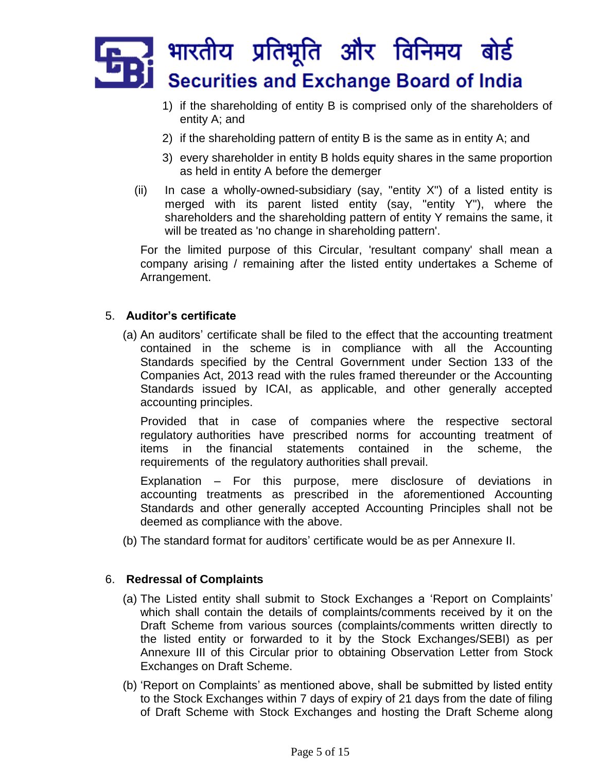1) if the shareholding of entity B is comprised only of the shareholders of entity A; and
2) if the shareholding pattern of entity B is the same as in entity A; and
3) every shareholder in entity B holds equity shares in the same proportion as held in entity A before the demerger

(ii) In case a wholly-owned-subsidiary (say, "entity X") of a listed entity is merged with its parent listed entity (say, "entity Y"), where the shareholders and the shareholding pattern of entity Y remains the same, it will be treated as 'no change in shareholding pattern'.

For the limited purpose of this Circular, 'resultant company' shall mean a company arising / remaining after the listed entity undertakes a Scheme of Arrangement.

5. **Auditor's certificate**

(a) An auditors' certificate shall be filed to the effect that the accounting treatment contained in the scheme is in compliance with all the Accounting Standards specified by the Central Government under Section 133 of the Companies Act, 2013 read with the rules framed thereunder or the Accounting Standards issued by ICAI, as applicable, and other generally accepted accounting principles.

Provided that in case of companies where the respective sectoral regulatory authorities have prescribed norms for accounting treatment of items in the financial statements contained in the scheme, the requirements of the regulatory authorities shall prevail.

Explanation – For this purpose, mere disclosure of deviations in accounting treatments as prescribed in the aforementioned Accounting Standards and other generally accepted Accounting Principles shall not be deemed as compliance with the above.

(b) The standard format for auditors' certificate would be as per Annexure II.

6. **Redressal of Complaints**

(a) The Listed entity shall submit to Stock Exchanges a 'Report on Complaints' which shall contain the details of complaints/comments received by it on the Draft Scheme from various sources (complaints/comments written directly to the listed entity or forwarded to it by the Stock Exchanges/SEBI) as per Annexure III of this Circular prior to obtaining Observation Letter from Stock Exchanges on Draft Scheme.

(b) 'Report on Complaints' as mentioned above, shall be submitted by listed entity to the Stock Exchanges within 7 days of expiry of 21 days from the date of filing of Draft Scheme with Stock Exchanges and hosting the Draft Scheme along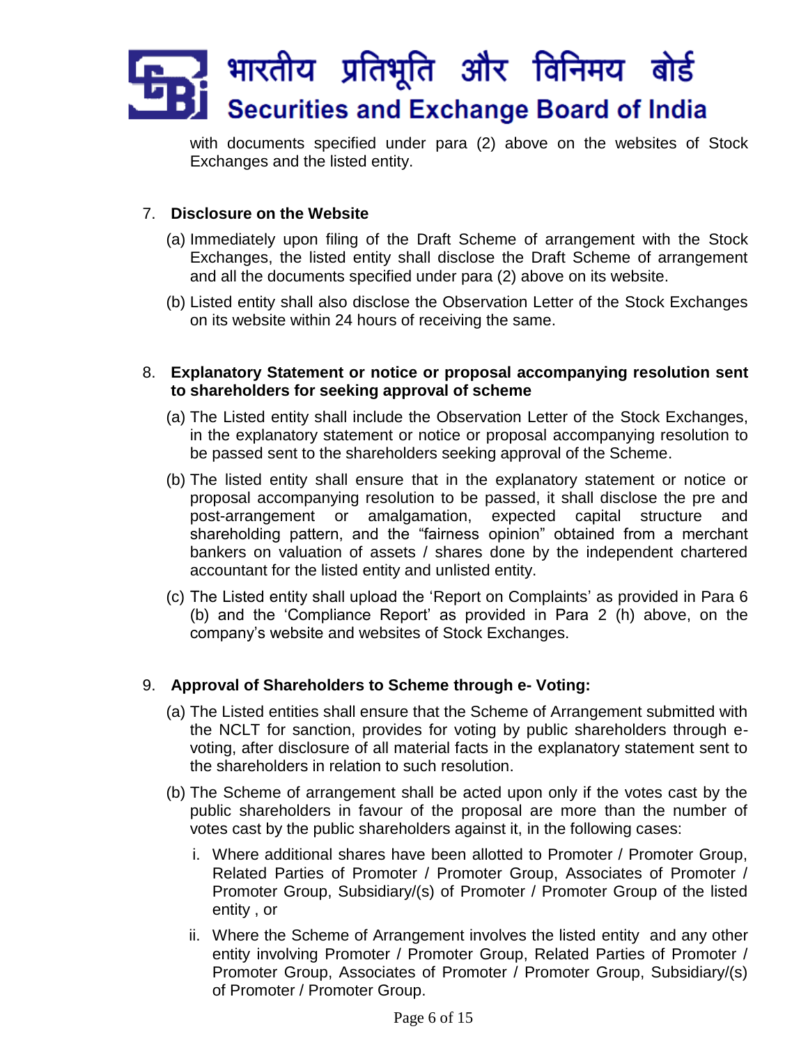with documents specified under para (2) above on the websites of Stock Exchanges and the listed entity.

7. **Disclosure on the Website**

   (a) Immediately upon filing of the Draft Scheme of arrangement with the Stock Exchanges, the listed entity shall disclose the Draft Scheme of arrangement and all the documents specified under para (2) above on its website.

   (b) Listed entity shall also disclose the Observation Letter of the Stock Exchanges on its website within 24 hours of receiving the same.

8. **Explanatory Statement or notice or proposal accompanying resolution sent to shareholders for seeking approval of scheme**

   (a) The Listed entity shall include the Observation Letter of the Stock Exchanges, in the explanatory statement or notice or proposal accompanying resolution to be passed sent to the shareholders seeking approval of the Scheme.

   (b) The listed entity shall ensure that in the explanatory statement or notice or proposal accompanying resolution to be passed, it shall disclose the pre and post-arrangement or amalgamation, expected capital structure and shareholding pattern, and the "fairness opinion" obtained from a merchant bankers on valuation of assets / shares done by the independent chartered accountant for the listed entity and unlisted entity.

   (c) The Listed entity shall upload the 'Report on Complaints' as provided in Para 6 (b) and the 'Compliance Report' as provided in Para 2 (h) above, on the company's website and websites of Stock Exchanges.

9. **Approval of Shareholders to Scheme through e- Voting:**

   (a) The Listed entities shall ensure that the Scheme of Arrangement submitted with the NCLT for sanction, provides for voting by public shareholders through e-voting, after disclosure of all material facts in the explanatory statement sent to the shareholders in relation to such resolution.

   (b) The Scheme of arrangement shall be acted upon only if the votes cast by the public shareholders in favour of the proposal are more than the number of votes cast by the public shareholders against it, in the following cases:

      i. Where additional shares have been allotted to Promoter / Promoter Group, Related Parties of Promoter / Promoter Group, Associates of Promoter / Promoter Group, Subsidiary/(s) of Promoter / Promoter Group of the listed entity , or

      ii. Where the Scheme of Arrangement involves the listed entity and any other entity involving Promoter / Promoter Group, Related Parties of Promoter / Promoter Group, Associates of Promoter / Promoter Group, Subsidiary/(s) of Promoter / Promoter Group.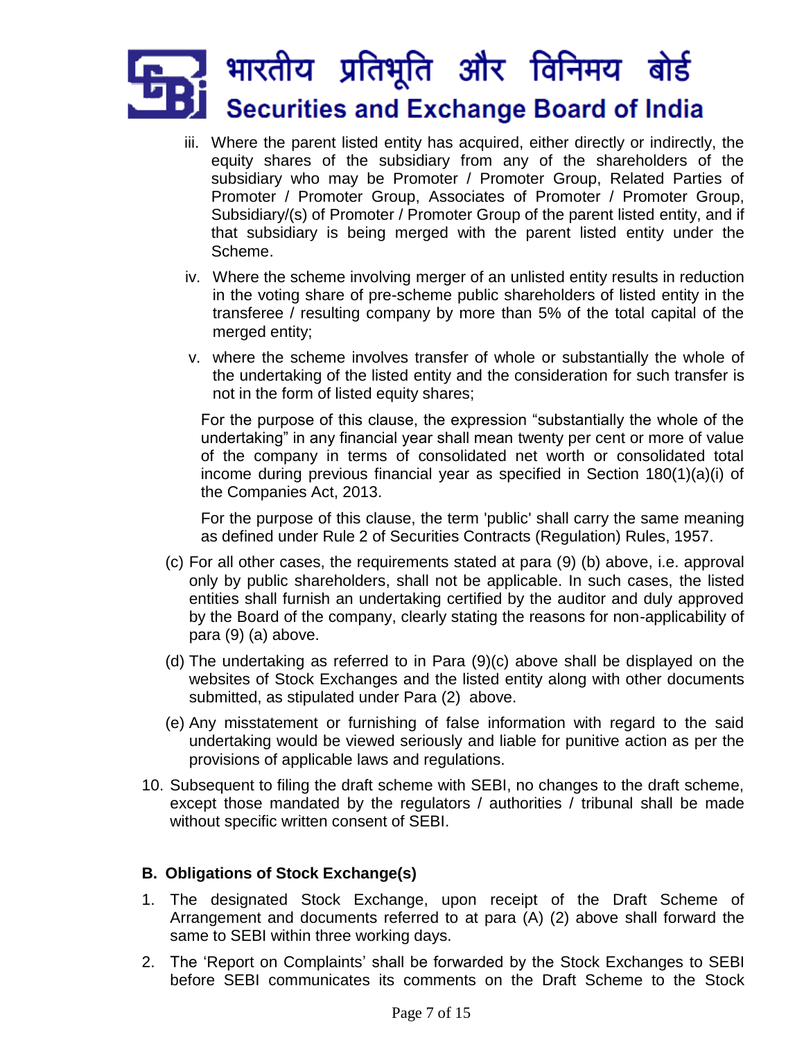iii. Where the parent listed entity has acquired, either directly or indirectly, the equity shares of the subsidiary from any of the shareholders of the subsidiary who may be Promoter / Promoter Group, Related Parties of Promoter / Promoter Group, Associates of Promoter / Promoter Group, Subsidiary/(s) of Promoter / Promoter Group of the parent listed entity, and if that subsidiary is being merged with the parent listed entity under the Scheme.

iv. Where the scheme involving merger of an unlisted entity results in reduction in the voting share of pre-scheme public shareholders of listed entity in the transferee / resulting company by more than 5% of the total capital of the merged entity;

v. where the scheme involves transfer of whole or substantially the whole of the undertaking of the listed entity and the consideration for such transfer is not in the form of listed equity shares;

For the purpose of this clause, the expression "substantially the whole of the undertaking" in any financial year shall mean twenty per cent or more of value of the company in terms of consolidated net worth or consolidated total income during previous financial year as specified in Section 180(1)(a)(i) of the Companies Act, 2013.

For the purpose of this clause, the term 'public' shall carry the same meaning as defined under Rule 2 of Securities Contracts (Regulation) Rules, 1957.

(c) For all other cases, the requirements stated at para (9) (b) above, i.e. approval only by public shareholders, shall not be applicable. In such cases, the listed entities shall furnish an undertaking certified by the auditor and duly approved by the Board of the company, clearly stating the reasons for non-applicability of para (9) (a) above.

(d) The undertaking as referred to in Para (9)(c) above shall be displayed on the websites of Stock Exchanges and the listed entity along with other documents submitted, as stipulated under Para (2) above.

(e) Any misstatement or furnishing of false information with regard to the said undertaking would be viewed seriously and liable for punitive action as per the provisions of applicable laws and regulations.

10. Subsequent to filing the draft scheme with SEBI, no changes to the draft scheme, except those mandated by the regulators / authorities / tribunal shall be made without specific written consent of SEBI.

**B. Obligations of Stock Exchange(s)**

1. The designated Stock Exchange, upon receipt of the Draft Scheme of Arrangement and documents referred to at para (A) (2) above shall forward the same to SEBI within three working days.

2. The 'Report on Complaints' shall be forwarded by the Stock Exchanges to SEBI before SEBI communicates its comments on the Draft Scheme to the Stock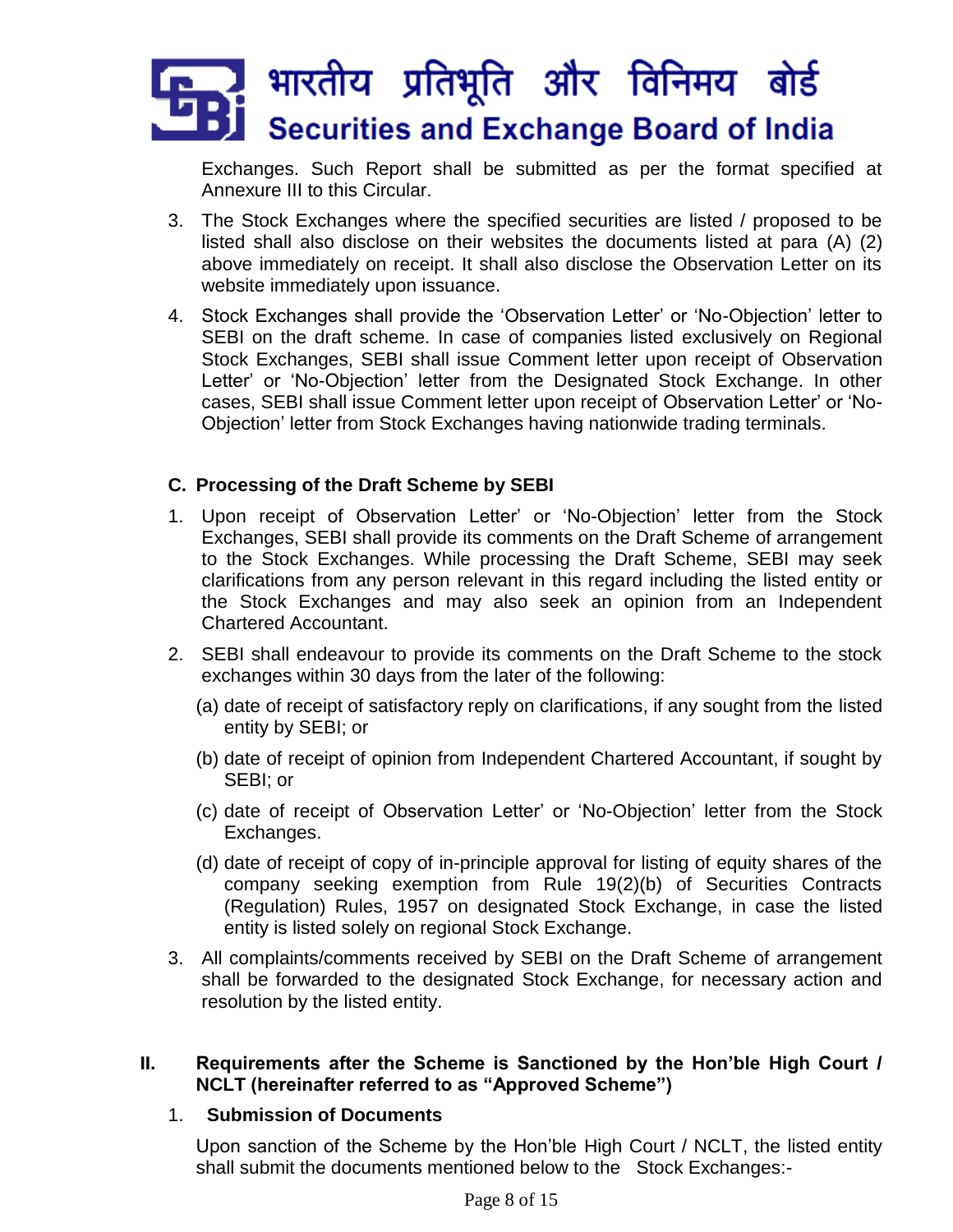Exchanges. Such Report shall be submitted as per the format specified at Annexure III to this Circular.

3. The Stock Exchanges where the specified securities are listed / proposed to be listed shall also disclose on their websites the documents listed at para (A) (2) above immediately on receipt. It shall also disclose the Observation Letter on its website immediately upon issuance.

4. Stock Exchanges shall provide the 'Observation Letter' or 'No-Objection' letter to SEBI on the draft scheme. In case of companies listed exclusively on Regional Stock Exchanges, SEBI shall issue Comment letter upon receipt of Observation Letter' or 'No-Objection' letter from the Designated Stock Exchange. In other cases, SEBI shall issue Comment letter upon receipt of Observation Letter' or 'No-Objection' letter from Stock Exchanges having nationwide trading terminals.

### C. Processing of the Draft Scheme by SEBI

1. Upon receipt of Observation Letter' or 'No-Objection' letter from the Stock Exchanges, SEBI shall provide its comments on the Draft Scheme of arrangement to the Stock Exchanges. While processing the Draft Scheme, SEBI may seek clarifications from any person relevant in this regard including the listed entity or the Stock Exchanges and may also seek an opinion from an Independent Chartered Accountant.

2. SEBI shall endeavour to provide its comments on the Draft Scheme to the stock exchanges within 30 days from the later of the following:

   (a) date of receipt of satisfactory reply on clarifications, if any sought from the listed entity by SEBI; or

   (b) date of receipt of opinion from Independent Chartered Accountant, if sought by SEBI; or

   (c) date of receipt of Observation Letter' or 'No-Objection' letter from the Stock Exchanges.

   (d) date of receipt of copy of in-principle approval for listing of equity shares of the company seeking exemption from Rule 19(2)(b) of Securities Contracts (Regulation) Rules, 1957 on designated Stock Exchange, in case the listed entity is listed solely on regional Stock Exchange.

3. All complaints/comments received by SEBI on the Draft Scheme of arrangement shall be forwarded to the designated Stock Exchange, for necessary action and resolution by the listed entity.

## II. Requirements after the Scheme is Sanctioned by the Hon'ble High Court / NCLT (hereinafter referred to as "Approved Scheme")

### 1. Submission of Documents

Upon sanction of the Scheme by the Hon'ble High Court / NCLT, the listed entity shall submit the documents mentioned below to the Stock Exchanges:-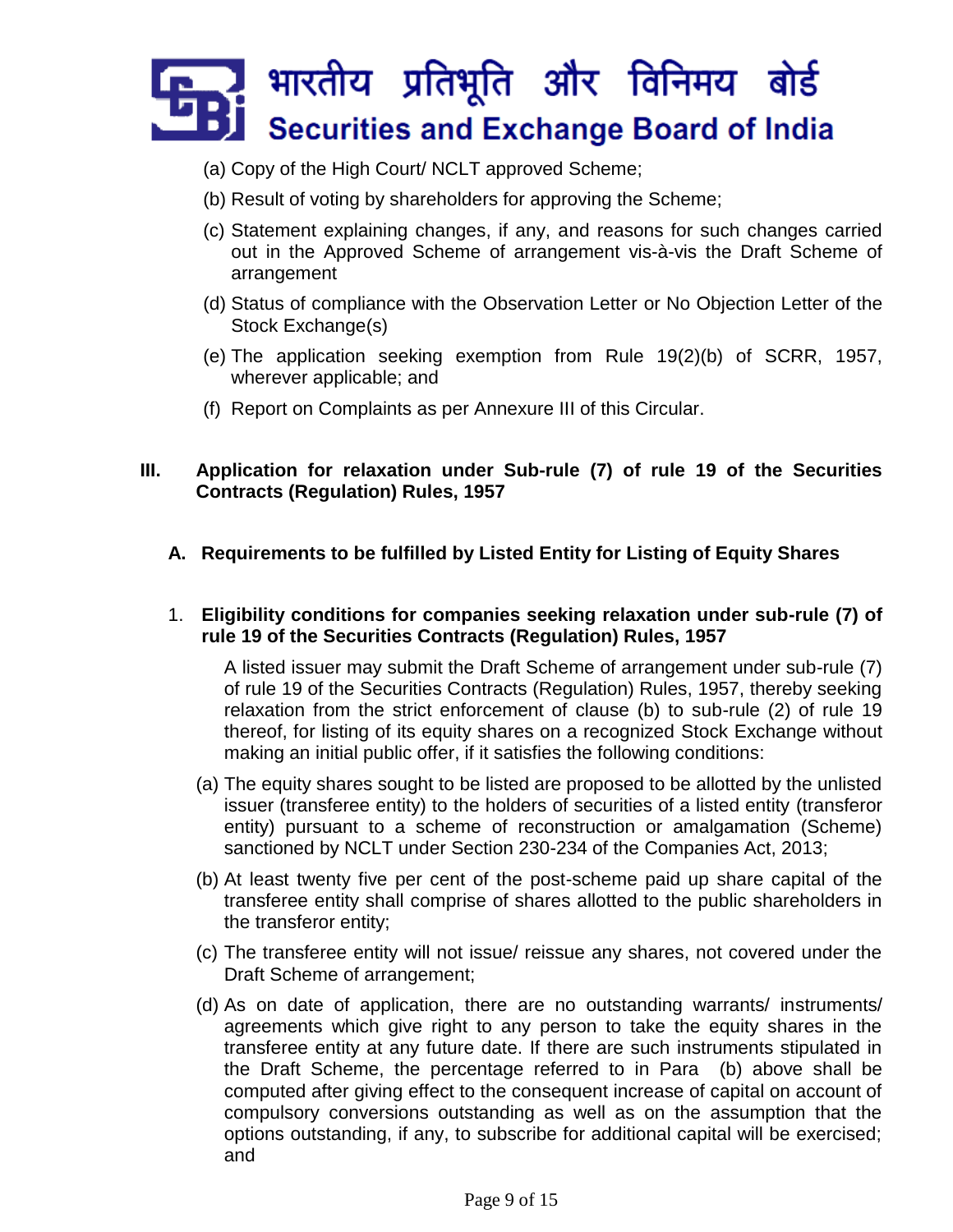(a) Copy of the High Court/ NCLT approved Scheme;

(b) Result of voting by shareholders for approving the Scheme;

(c) Statement explaining changes, if any, and reasons for such changes carried out in the Approved Scheme of arrangement vis-à-vis the Draft Scheme of arrangement

(d) Status of compliance with the Observation Letter or No Objection Letter of the Stock Exchange(s)

(e) The application seeking exemption from Rule 19(2)(b) of SCRR, 1957, wherever applicable; and

(f) Report on Complaints as per Annexure III of this Circular.

## III. Application for relaxation under Sub-rule (7) of rule 19 of the Securities Contracts (Regulation) Rules, 1957

### A. Requirements to be fulfilled by Listed Entity for Listing of Equity Shares

#### 1. Eligibility conditions for companies seeking relaxation under sub-rule (7) of rule 19 of the Securities Contracts (Regulation) Rules, 1957

A listed issuer may submit the Draft Scheme of arrangement under sub-rule (7) of rule 19 of the Securities Contracts (Regulation) Rules, 1957, thereby seeking relaxation from the strict enforcement of clause (b) to sub-rule (2) of rule 19 thereof, for listing of its equity shares on a recognized Stock Exchange without making an initial public offer, if it satisfies the following conditions:

(a) The equity shares sought to be listed are proposed to be allotted by the unlisted issuer (transferee entity) to the holders of securities of a listed entity (transferor entity) pursuant to a scheme of reconstruction or amalgamation (Scheme) sanctioned by NCLT under Section 230-234 of the Companies Act, 2013;

(b) At least twenty five per cent of the post-scheme paid up share capital of the transferee entity shall comprise of shares allotted to the public shareholders in the transferor entity;

(c) The transferee entity will not issue/ reissue any shares, not covered under the Draft Scheme of arrangement;

(d) As on date of application, there are no outstanding warrants/ instruments/ agreements which give right to any person to take the equity shares in the transferee entity at any future date. If there are such instruments stipulated in the Draft Scheme, the percentage referred to in Para (b) above shall be computed after giving effect to the consequent increase of capital on account of compulsory conversions outstanding as well as on the assumption that the options outstanding, if any, to subscribe for additional capital will be exercised; and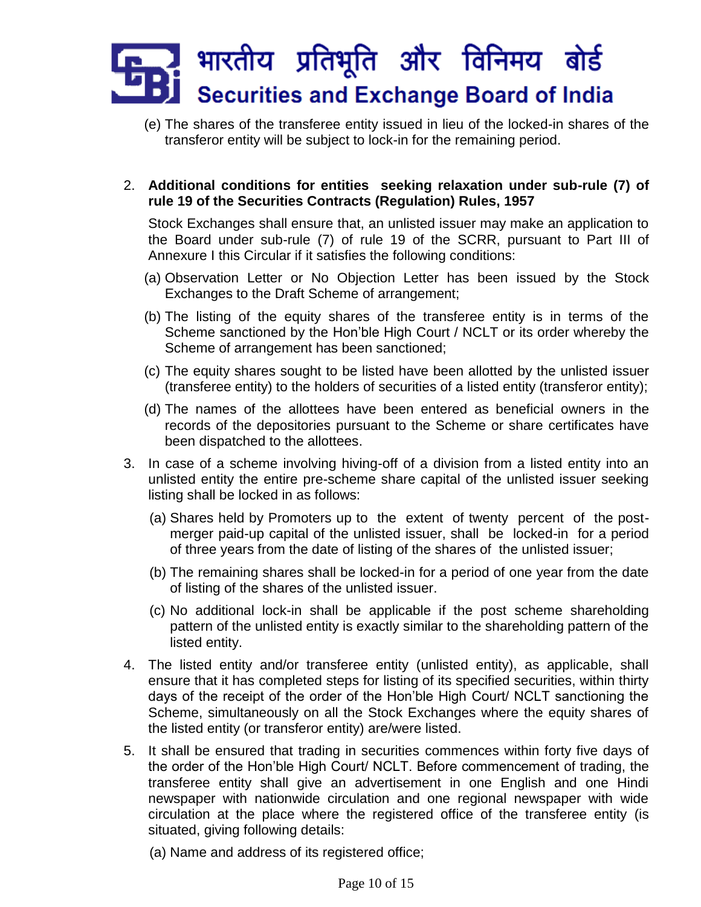(e) The shares of the transferee entity issued in lieu of the locked-in shares of the transferor entity will be subject to lock-in for the remaining period.

2. **Additional conditions for entities seeking relaxation under sub-rule (7) of rule 19 of the Securities Contracts (Regulation) Rules, 1957**

   Stock Exchanges shall ensure that, an unlisted issuer may make an application to the Board under sub-rule (7) of rule 19 of the SCRR, pursuant to Part III of Annexure I this Circular if it satisfies the following conditions:

   (a) Observation Letter or No Objection Letter has been issued by the Stock Exchanges to the Draft Scheme of arrangement;

   (b) The listing of the equity shares of the transferee entity is in terms of the Scheme sanctioned by the Hon'ble High Court / NCLT or its order whereby the Scheme of arrangement has been sanctioned;

   (c) The equity shares sought to be listed have been allotted by the unlisted issuer (transferee entity) to the holders of securities of a listed entity (transferor entity);

   (d) The names of the allottees have been entered as beneficial owners in the records of the depositories pursuant to the Scheme or share certificates have been dispatched to the allottees.

3. In case of a scheme involving hiving-off of a division from a listed entity into an unlisted entity the entire pre-scheme share capital of the unlisted issuer seeking listing shall be locked in as follows:

   (a) Shares held by Promoters up to the extent of twenty percent of the post-merger paid-up capital of the unlisted issuer, shall be locked-in for a period of three years from the date of listing of the shares of the unlisted issuer;

   (b) The remaining shares shall be locked-in for a period of one year from the date of listing of the shares of the unlisted issuer.

   (c) No additional lock-in shall be applicable if the post scheme shareholding pattern of the unlisted entity is exactly similar to the shareholding pattern of the listed entity.

4. The listed entity and/or transferee entity (unlisted entity), as applicable, shall ensure that it has completed steps for listing of its specified securities, within thirty days of the receipt of the order of the Hon'ble High Court/ NCLT sanctioning the Scheme, simultaneously on all the Stock Exchanges where the equity shares of the listed entity (or transferor entity) are/were listed.

5. It shall be ensured that trading in securities commences within forty five days of the order of the Hon'ble High Court/ NCLT. Before commencement of trading, the transferee entity shall give an advertisement in one English and one Hindi newspaper with nationwide circulation and one regional newspaper with wide circulation at the place where the registered office of the transferee entity (is situated, giving following details:

   (a) Name and address of its registered office;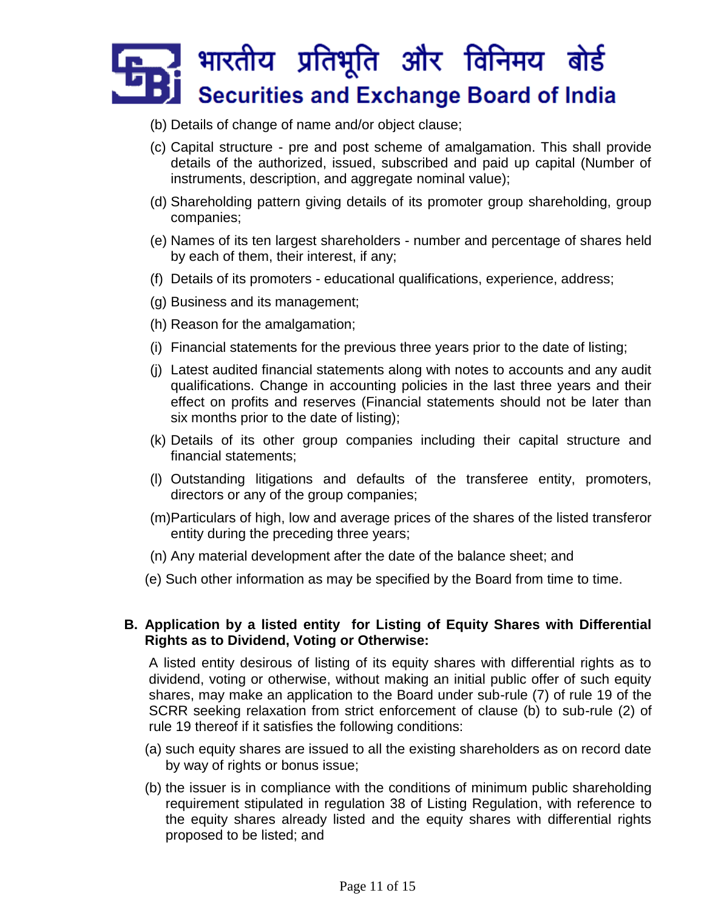(b) Details of change of name and/or object clause;

(c) Capital structure - pre and post scheme of amalgamation. This shall provide details of the authorized, issued, subscribed and paid up capital (Number of instruments, description, and aggregate nominal value);

(d) Shareholding pattern giving details of its promoter group shareholding, group companies;

(e) Names of its ten largest shareholders - number and percentage of shares held by each of them, their interest, if any;

(f) Details of its promoters - educational qualifications, experience, address;

(g) Business and its management;

(h) Reason for the amalgamation;

(i) Financial statements for the previous three years prior to the date of listing;

(j) Latest audited financial statements along with notes to accounts and any audit qualifications. Change in accounting policies in the last three years and their effect on profits and reserves (Financial statements should not be later than six months prior to the date of listing);

(k) Details of its other group companies including their capital structure and financial statements;

(l) Outstanding litigations and defaults of the transferee entity, promoters, directors or any of the group companies;

(m) Particulars of high, low and average prices of the shares of the listed transferor entity during the preceding three years;

(n) Any material development after the date of the balance sheet; and

(e) Such other information as may be specified by the Board from time to time.

**B. Application by a listed entity for Listing of Equity Shares with Differential Rights as to Dividend, Voting or Otherwise:**

A listed entity desirous of listing of its equity shares with differential rights as to dividend, voting or otherwise, without making an initial public offer of such equity shares, may make an application to the Board under sub-rule (7) of rule 19 of the SCRR seeking relaxation from strict enforcement of clause (b) to sub-rule (2) of rule 19 thereof if it satisfies the following conditions:

(a) such equity shares are issued to all the existing shareholders as on record date by way of rights or bonus issue;

(b) the issuer is in compliance with the conditions of minimum public shareholding requirement stipulated in regulation 38 of Listing Regulation, with reference to the equity shares already listed and the equity shares with differential rights proposed to be listed; and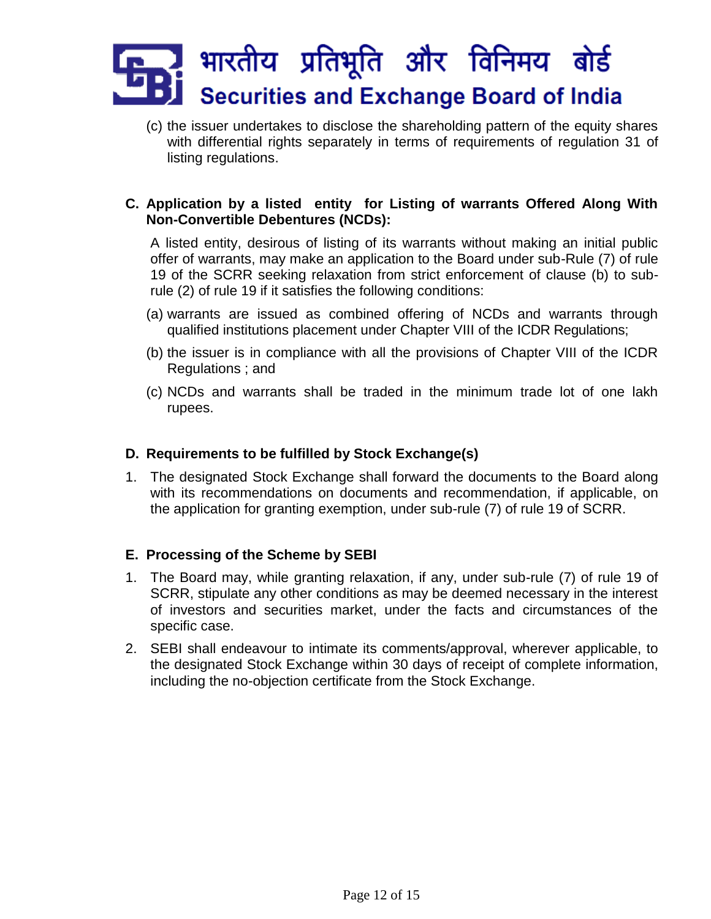(c) the issuer undertakes to disclose the shareholding pattern of the equity shares with differential rights separately in terms of requirements of regulation 31 of listing regulations.

**C. Application by a listed entity for Listing of warrants Offered Along With Non-Convertible Debentures (NCDs):**

A listed entity, desirous of listing of its warrants without making an initial public offer of warrants, may make an application to the Board under sub-Rule (7) of rule 19 of the SCRR seeking relaxation from strict enforcement of clause (b) to sub-rule (2) of rule 19 if it satisfies the following conditions:

(a) warrants are issued as combined offering of NCDs and warrants through qualified institutions placement under Chapter VIII of the ICDR Regulations;

(b) the issuer is in compliance with all the provisions of Chapter VIII of the ICDR Regulations ; and

(c) NCDs and warrants shall be traded in the minimum trade lot of one lakh rupees.

**D. Requirements to be fulfilled by Stock Exchange(s)**

1. The designated Stock Exchange shall forward the documents to the Board along with its recommendations on documents and recommendation, if applicable, on the application for granting exemption, under sub-rule (7) of rule 19 of SCRR.

**E. Processing of the Scheme by SEBI**

1. The Board may, while granting relaxation, if any, under sub-rule (7) of rule 19 of SCRR, stipulate any other conditions as may be deemed necessary in the interest of investors and securities market, under the facts and circumstances of the specific case.
2. SEBI shall endeavour to intimate its comments/approval, wherever applicable, to the designated Stock Exchange within 30 days of receipt of complete information, including the no-objection certificate from the Stock Exchange.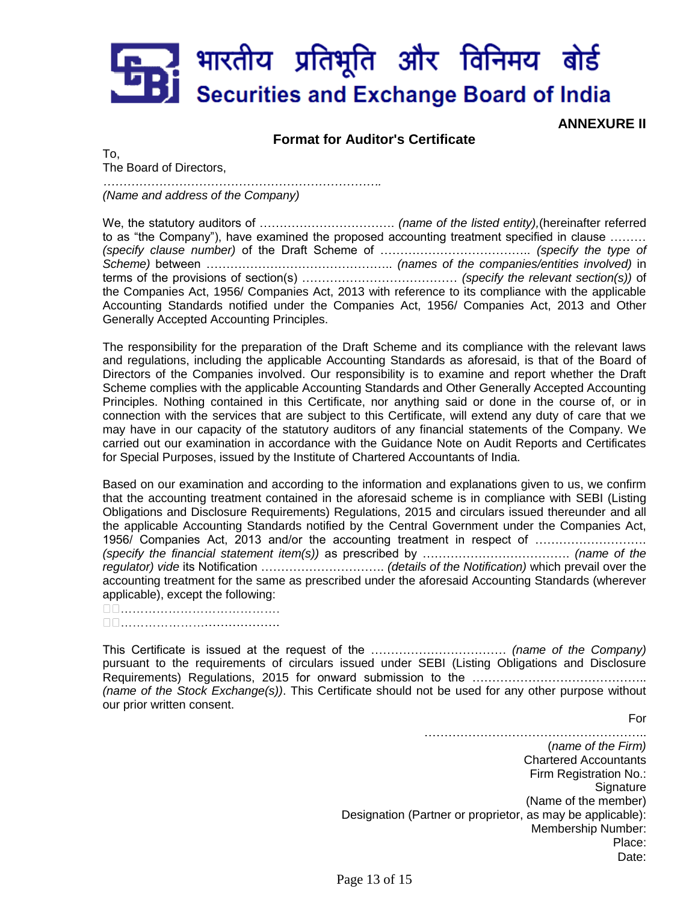# भारतीय प्रतिभूति और विनिमय बोर्ड
# Securities and Exchange Board of India

**ANNEXURE II**

## Format for Auditor's Certificate

To,
The Board of Directors,
…………………………………………………………….
*(Name and address of the Company)*

We, the statutory auditors of ……………………………. *(name of the listed entity)*,(hereinafter referred to as "the Company"), have examined the proposed accounting treatment specified in clause ……… *(specify clause number)* of the Draft Scheme of ……………………………….. *(specify the type of Scheme)* between ……………………………………….. *(names of the companies/entities involved)* in terms of the provisions of section(s) ………………………………… *(specify the relevant section(s))* of the Companies Act, 1956/ Companies Act, 2013 with reference to its compliance with the applicable Accounting Standards notified under the Companies Act, 1956/ Companies Act, 2013 and Other Generally Accepted Accounting Principles.

The responsibility for the preparation of the Draft Scheme and its compliance with the relevant laws and regulations, including the applicable Accounting Standards as aforesaid, is that of the Board of Directors of the Companies involved. Our responsibility is to examine and report whether the Draft Scheme complies with the applicable Accounting Standards and Other Generally Accepted Accounting Principles. Nothing contained in this Certificate, nor anything said or done in the course of, or in connection with the services that are subject to this Certificate, will extend any duty of care that we may have in our capacity of the statutory auditors of any financial statements of the Company. We carried out our examination in accordance with the Guidance Note on Audit Reports and Certificates for Special Purposes, issued by the Institute of Chartered Accountants of India.

Based on our examination and according to the information and explanations given to us, we confirm that the accounting treatment contained in the aforesaid scheme is in compliance with SEBI (Listing Obligations and Disclosure Requirements) Regulations, 2015 and circulars issued thereunder and all the applicable Accounting Standards notified by the Central Government under the Companies Act, 1956/ Companies Act, 2013 and/or the accounting treatment in respect of ……………………… *(specify the financial statement item(s))* as prescribed by ………………………………. *(name of the regulator) vide* its Notification ………………………….. *(details of the Notification)* which prevail over the accounting treatment for the same as prescribed under the aforesaid Accounting Standards (wherever applicable), except the following:

- ………………………………….
- ………………………………….

This Certificate is issued at the request of the ……………………………. *(name of the Company)* pursuant to the requirements of circulars issued under SEBI (Listing Obligations and Disclosure Requirements) Regulations, 2015 for onward submission to the …………………………………….. *(name of the Stock Exchange(s))*. This Certificate should not be used for any other purpose without our prior written consent.

For
………………………………………………..
(*name of the Firm)*
Chartered Accountants
Firm Registration No.:
Signature
(Name of the member)
Designation (Partner or proprietor, as may be applicable):
Membership Number:
Place:
Date: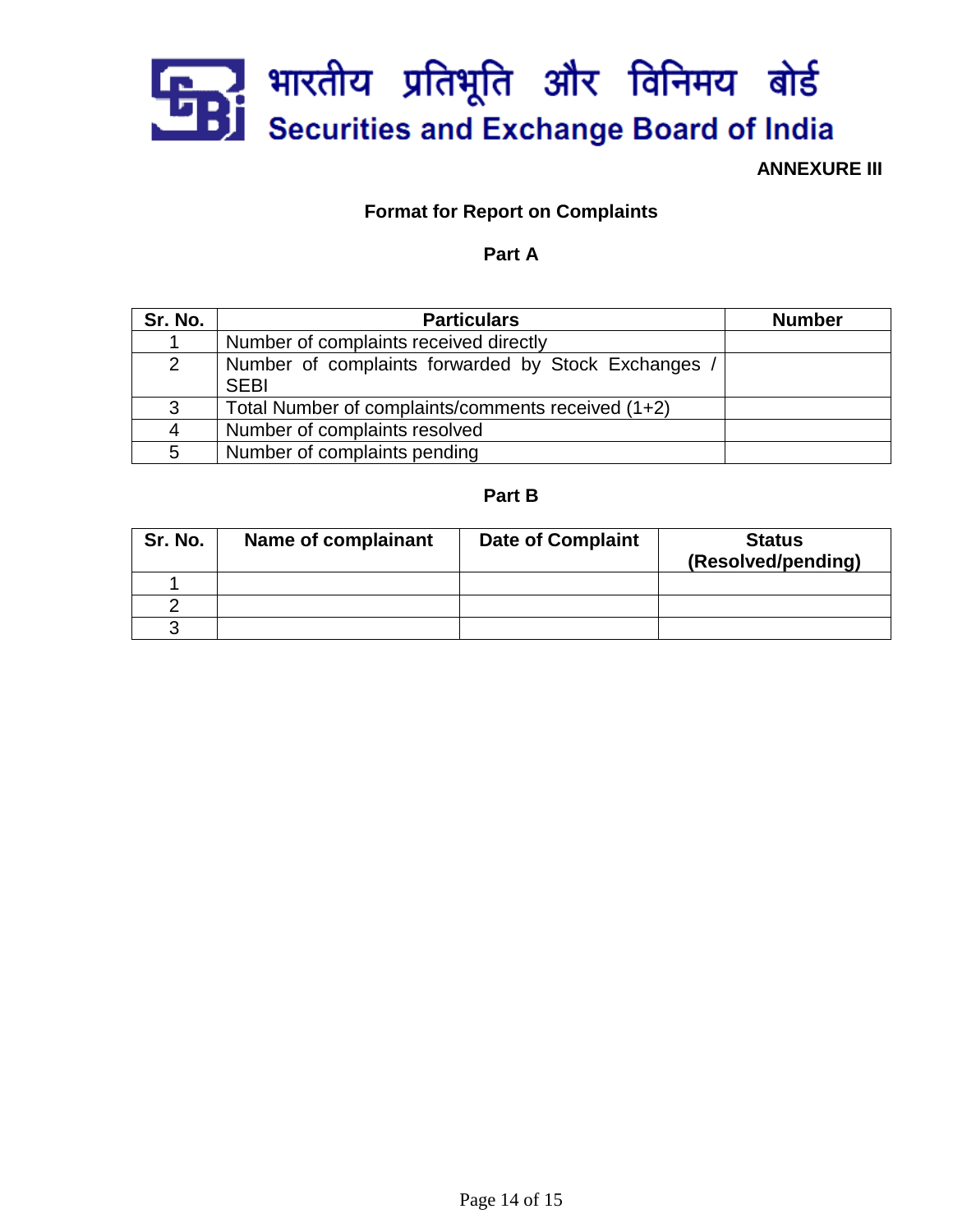भारतीय प्रतिभूति और विनिमय बोर्ड
Securities and Exchange Board of India

**ANNEXURE III**

## Format for Report on Complaints

### Part A

| Sr. No. | Particulars | Number |
|---|---|---|
| 1 | Number of complaints received directly | |
| 2 | Number of complaints forwarded by Stock Exchanges / SEBI | |
| 3 | Total Number of complaints/comments received (1+2) | |
| 4 | Number of complaints resolved | |
| 5 | Number of complaints pending | |

### Part B

| Sr. No. | Name of complainant | Date of Complaint | Status (Resolved/pending) |
|---|---|---|---|
| 1 | | | |
| 2 | | | |
| 3 | | | |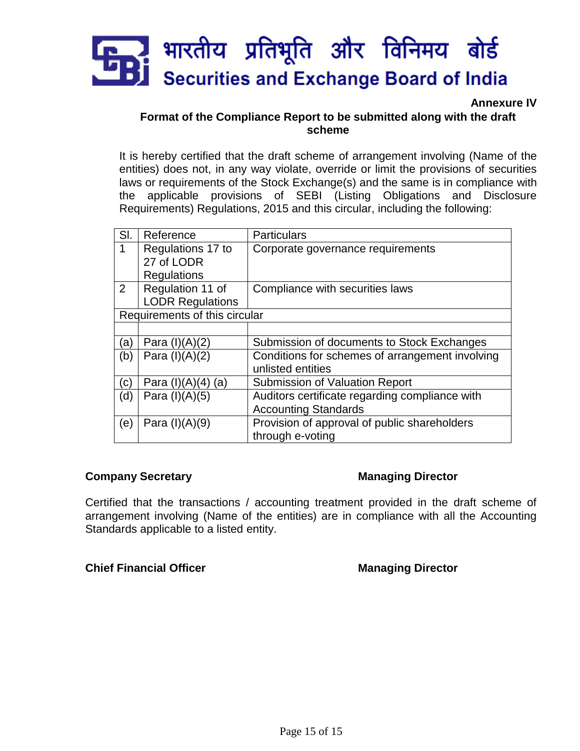**Annexure IV**

**Format of the Compliance Report to be submitted along with the draft scheme**

It is hereby certified that the draft scheme of arrangement involving (Name of the entities) does not, in any way violate, override or limit the provisions of securities laws or requirements of the Stock Exchange(s) and the same is in compliance with the applicable provisions of SEBI (Listing Obligations and Disclosure Requirements) Regulations, 2015 and this circular, including the following:

| Sl. | Reference | Particulars |
|---|---|---|
| 1 | Regulations 17 to 27 of LODR Regulations | Corporate governance requirements |
| 2 | Regulation 11 of LODR Regulations | Compliance with securities laws |
| Requirements of this circular | | |
| | | |
| (a) | Para (I)(A)(2) | Submission of documents to Stock Exchanges |
| (b) | Para (I)(A)(2) | Conditions for schemes of arrangement involving unlisted entities |
| (c) | Para (I)(A)(4) (a) | Submission of Valuation Report |
| (d) | Para (I)(A)(5) | Auditors certificate regarding compliance with Accounting Standards |
| (e) | Para (I)(A)(9) | Provision of approval of public shareholders through e-voting |

**Company Secretary** **Managing Director**

Certified that the transactions / accounting treatment provided in the draft scheme of arrangement involving (Name of the entities) are in compliance with all the Accounting Standards applicable to a listed entity.

**Chief Financial Officer** **Managing Director**